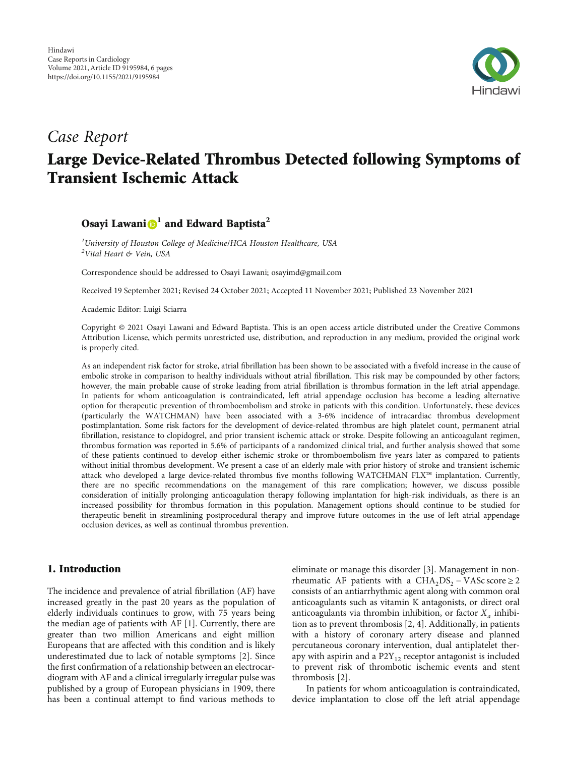*Case Report*

# Large Device-Related Thrombus Detected following Symptoms of Transient Ischemic Attack

**Osayi Lawani[1] and Edward Baptista[2]**

[1]*University of Houston College of Medicine/HCA Houston Healthcare, USA*
[2]*Vital Heart & Vein, USA*

Correspondence should be addressed to Osayi Lawani; osayimd@gmail.com

Received 19 September 2021; Revised 24 October 2021; Accepted 11 November 2021; Published 23 November 2021

Academic Editor: Luigi Sciarra

Copyright © 2021 Osayi Lawani and Edward Baptista. This is an open access article distributed under the Creative Commons Attribution License, which permits unrestricted use, distribution, and reproduction in any medium, provided the original work is properly cited.

As an independent risk factor for stroke, atrial fibrillation has been shown to be associated with a fivefold increase in the cause of embolic stroke in comparison to healthy individuals without atrial fibrillation. This risk may be compounded by other factors; however, the main probable cause of stroke leading from atrial fibrillation is thrombus formation in the left atrial appendage. In patients for whom anticoagulation is contraindicated, left atrial appendage occlusion has become a leading alternative option for therapeutic prevention of thromboembolism and stroke in patients with this condition. Unfortunately, these devices (particularly the WATCHMAN) have been associated with a 3-6% incidence of intracardiac thrombus development postimplantation. Some risk factors for the development of device-related thrombus are high platelet count, permanent atrial fibrillation, resistance to clopidogrel, and prior transient ischemic attack or stroke. Despite following an anticoagulant regimen, thrombus formation was reported in 5.6% of participants of a randomized clinical trial, and further analysis showed that some of these patients continued to develop either ischemic stroke or thromboembolism five years later as compared to patients without initial thrombus development. We present a case of an elderly male with prior history of stroke and transient ischemic attack who developed a large device-related thrombus five months following WATCHMAN FLX™ implantation. Currently, there are no specific recommendations on the management of this rare complication; however, we discuss possible consideration of initially prolonging anticoagulation therapy following implantation for high-risk individuals, as there is an increased possibility for thrombus formation in this population. Management options should continue to be studied for therapeutic benefit in streamlining postprocedural therapy and improve future outcomes in the use of left atrial appendage occlusion devices, as well as continual thrombus prevention.

## 1. Introduction

The incidence and prevalence of atrial fibrillation (AF) have increased greatly in the past 20 years as the population of elderly individuals continues to grow, with 75 years being the median age of patients with AF [1]. Currently, there are greater than two million Americans and eight million Europeans that are affected with this condition and is likely underestimated due to lack of notable symptoms [2]. Since the first confirmation of a relationship between an electrocardiogram with AF and a clinical irregularly irregular pulse was published by a group of European physicians in 1909, there has been a continual attempt to find various methods to eliminate or manage this disorder [3]. Management in non-rheumatic AF patients with a $\mathrm{CHA_2DS_2-VASc\ score} \geq 2$ consists of an antiarrhythmic agent along with common oral anticoagulants such as vitamin K antagonists, or direct oral anticoagulants via thrombin inhibition, or factor $X_a$ inhibition as to prevent thrombosis [2, 4]. Additionally, in patients with a history of coronary artery disease and planned percutaneous coronary intervention, dual antiplatelet therapy with aspirin and a $P2Y_{12}$ receptor antagonist is included to prevent risk of thrombotic ischemic events and stent thrombosis [2].

In patients for whom anticoagulation is contraindicated, device implantation to close off the left atrial appendage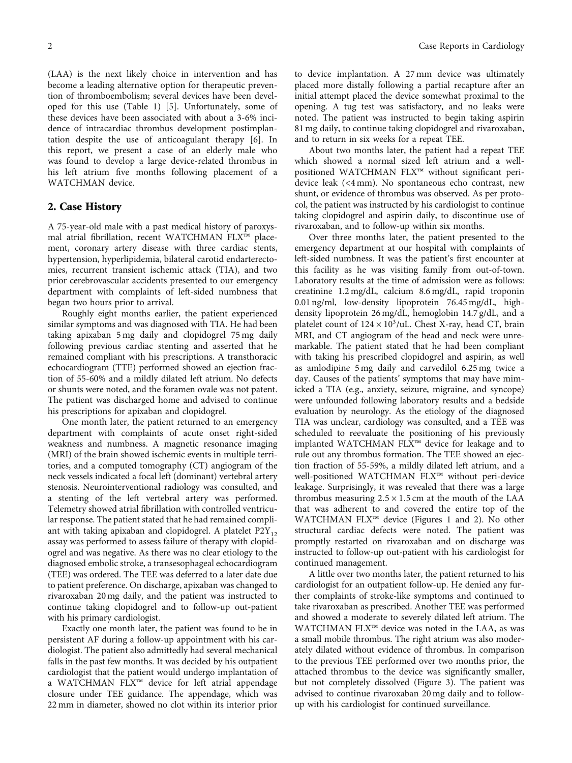(LAA) is the next likely choice in intervention and has become a leading alternative option for therapeutic prevention of thromboembolism; several devices have been developed for this use (Table 1) [5]. Unfortunately, some of these devices have been associated with about a 3-6% incidence of intracardiac thrombus development postimplantation despite the use of anticoagulant therapy [6]. In this report, we present a case of an elderly male who was found to develop a large device-related thrombus in his left atrium five months following placement of a WATCHMAN device.

## 2. Case History

A 75-year-old male with a past medical history of paroxysmal atrial fibrillation, recent WATCHMAN FLX™ placement, coronary artery disease with three cardiac stents, hypertension, hyperlipidemia, bilateral carotid endarterectomies, recurrent transient ischemic attack (TIA), and two prior cerebrovascular accidents presented to our emergency department with complaints of left-sided numbness that began two hours prior to arrival.

Roughly eight months earlier, the patient experienced similar symptoms and was diagnosed with TIA. He had been taking apixaban 5 mg daily and clopidogrel 75 mg daily following previous cardiac stenting and asserted that he remained compliant with his prescriptions. A transthoracic echocardiogram (TTE) performed showed an ejection fraction of 55-60% and a mildly dilated left atrium. No defects or shunts were noted, and the foramen ovale was not patent. The patient was discharged home and advised to continue his prescriptions for apixaban and clopidogrel.

One month later, the patient returned to an emergency department with complaints of acute onset right-sided weakness and numbness. A magnetic resonance imaging (MRI) of the brain showed ischemic events in multiple territories, and a computed tomography (CT) angiogram of the neck vessels indicated a focal left (dominant) vertebral artery stenosis. Neurointerventional radiology was consulted, and a stenting of the left vertebral artery was performed. Telemetry showed atrial fibrillation with controlled ventricular response. The patient stated that he had remained compliant with taking apixaban and clopidogrel. A platelet $P2Y_{12}$ assay was performed to assess failure of therapy with clopidogrel and was negative. As there was no clear etiology to the diagnosed embolic stroke, a transesophageal echocardiogram (TEE) was ordered. The TEE was deferred to a later date due to patient preference. On discharge, apixaban was changed to rivaroxaban 20 mg daily, and the patient was instructed to continue taking clopidogrel and to follow-up out-patient with his primary cardiologist.

Exactly one month later, the patient was found to be in persistent AF during a follow-up appointment with his cardiologist. The patient also admittedly had several mechanical falls in the past few months. It was decided by his outpatient cardiologist that the patient would undergo implantation of a WATCHMAN FLX™ device for left atrial appendage closure under TEE guidance. The appendage, which was 22 mm in diameter, showed no clot within its interior prior to device implantation. A 27 mm device was ultimately placed more distally following a partial recapture after an initial attempt placed the device somewhat proximal to the opening. A tug test was satisfactory, and no leaks were noted. The patient was instructed to begin taking aspirin 81 mg daily, to continue taking clopidogrel and rivaroxaban, and to return in six weeks for a repeat TEE.

About two months later, the patient had a repeat TEE which showed a normal sized left atrium and a well-positioned WATCHMAN FLX™ without significant peri-device leak (<4 mm). No spontaneous echo contrast, new shunt, or evidence of thrombus was observed. As per protocol, the patient was instructed by his cardiologist to continue taking clopidogrel and aspirin daily, to discontinue use of rivaroxaban, and to follow-up within six months.

Over three months later, the patient presented to the emergency department at our hospital with complaints of left-sided numbness. It was the patient's first encounter at this facility as he was visiting family from out-of-town. Laboratory results at the time of admission were as follows: creatinine 1.2 mg/dL, calcium 8.6 mg/dL, rapid troponin 0.01 ng/ml, low-density lipoprotein 76.45 mg/dL, high-density lipoprotein 26 mg/dL, hemoglobin 14.7 g/dL, and a platelet count of $124 \times 10^3$/uL. Chest X-ray, head CT, brain MRI, and CT angiogram of the head and neck were unremarkable. The patient stated that he had been compliant with taking his prescribed clopidogrel and aspirin, as well as amlodipine 5 mg daily and carvedilol 6.25 mg twice a day. Causes of the patients' symptoms that may have mimicked a TIA (e.g., anxiety, seizure, migraine, and syncope) were unfounded following laboratory results and a bedside evaluation by neurology. As the etiology of the diagnosed TIA was unclear, cardiology was consulted, and a TEE was scheduled to reevaluate the positioning of his previously implanted WATCHMAN FLX™ device for leakage and to rule out any thrombus formation. The TEE showed an ejection fraction of 55-59%, a mildly dilated left atrium, and a well-positioned WATCHMAN FLX™ without peri-device leakage. Surprisingly, it was revealed that there was a large thrombus measuring $2.5 \times 1.5$ cm at the mouth of the LAA that was adherent to and covered the entire top of the WATCHMAN FLX™ device (Figures 1 and 2). No other structural cardiac defects were noted. The patient was promptly restarted on rivaroxaban and on discharge was instructed to follow-up out-patient with his cardiologist for continued management.

A little over two months later, the patient returned to his cardiologist for an outpatient follow-up. He denied any further complaints of stroke-like symptoms and continued to take rivaroxaban as prescribed. Another TEE was performed and showed a moderate to severely dilated left atrium. The WATCHMAN FLX™ device was noted in the LAA, as was a small mobile thrombus. The right atrium was also moderately dilated without evidence of thrombus. In comparison to the previous TEE performed over two months prior, the attached thrombus to the device was significantly smaller, but not completely dissolved (Figure 3). The patient was advised to continue rivaroxaban 20 mg daily and to follow-up with his cardiologist for continued surveillance.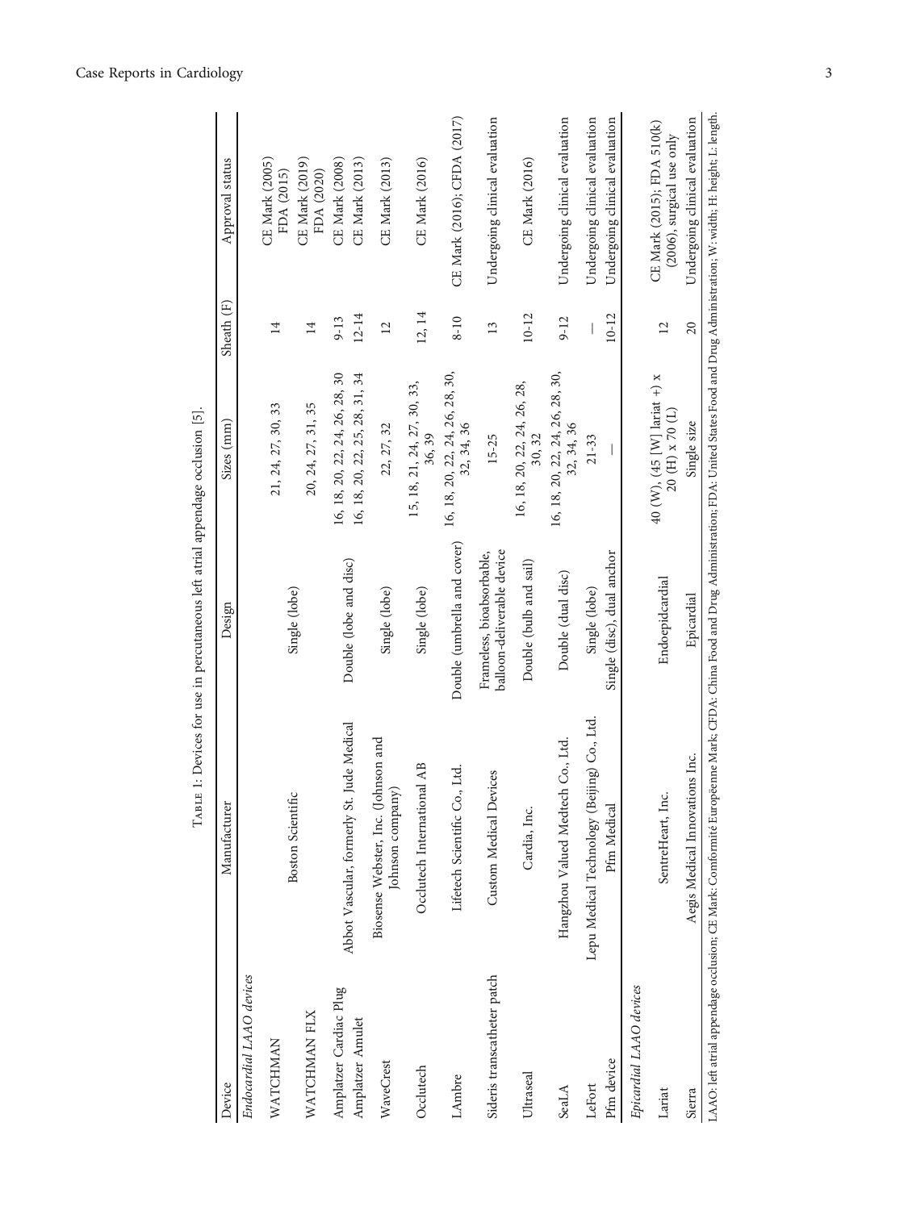Table 1: Devices for use in percutaneous left atrial appendage occlusion [5].

| Device | Manufacturer | Design | Sizes (mm) | Sheath (F) | Approval status |
|---|---|---|---|---|---|
| *Endocardial LAAO devices* | | | | | |
| WATCHMAN | Boston Scientific | Single (lobe) | 21, 24, 27, 30, 33 | 14 | CE Mark (2005) FDA (2015) |
| WATCHMAN FLX | | | 20, 24, 27, 31, 35 | 14 | CE Mark (2019) FDA (2020) |
| Amplatzer Cardiac Plug | Abbot Vascular, formerly St. Jude Medical | Double (lobe and disc) | 16, 18, 20, 22, 24, 26, 28, 30 | 9-13 | CE Mark (2008) |
| Amplatzer Amulet | | | 16, 18, 20, 22, 25, 28, 31, 34 | 12-14 | CE Mark (2013) |
| WaveCrest | Biosense Webster, Inc. (Johnson and Johnson company) | Single (lobe) | 22, 27, 32 | 12 | CE Mark (2013) |
| Occlutech | Occlutech International AB | Single (lobe) | 15, 18, 21, 24, 27, 30, 33, 36, 39 | 12, 14 | CE Mark (2016) |
| LAmbre | Lifetech Scientific Co., Ltd. | Double (umbrella and cover) | 16, 18, 20, 22, 24, 26, 28, 30, 32, 34, 36 | 8-10 | CE Mark (2016); CFDA (2017) |
| Sideris transcatheter patch | Custom Medical Devices | Frameless, bioabsorbable, balloon-deliverable device | 15-25 | 13 | Undergoing clinical evaluation |
| Ultraseal | Cardia, Inc. | Double (bulb and sail) | 16, 18, 20, 22, 24, 26, 28, 30, 32 | 10-12 | CE Mark (2016) |
| SeaLA | Hangzhou Valued Medtech Co., Ltd. | Double (dual disc) | 16, 18, 20, 22, 24, 26, 28, 30, 32, 34, 36 | 9-12 | Undergoing clinical evaluation |
| LeFort | Lepu Medical Technology (Beijing) Co., Ltd. | Single (lobe) | 21-33 | — | Undergoing clinical evaluation |
| Pfm device | Pfm Medical | Single (disc), dual anchor | — | 10-12 | Undergoing clinical evaluation |
| *Epicardial LAAO devices* | | | | | |
| Lariat | SentreHeart, Inc. | Endoepidcardial | 40 (W), (45 [W] lariat +) x 20 (H) x 70 (L) | 12 | CE Mark (2015); FDA 510(k) (2006), surgical use only |
| Sierra | Aegis Medical Innovations Inc. | Epicardial | Single size | 20 | Undergoing clinical evaluation |

LAAO: left atrial appendage occlusion; CE Mark: Conformité Européenne Mark; CFDA: China Food and Drug Administration; FDA: United States Food and Drug Administration; W: width; H: height; L: length.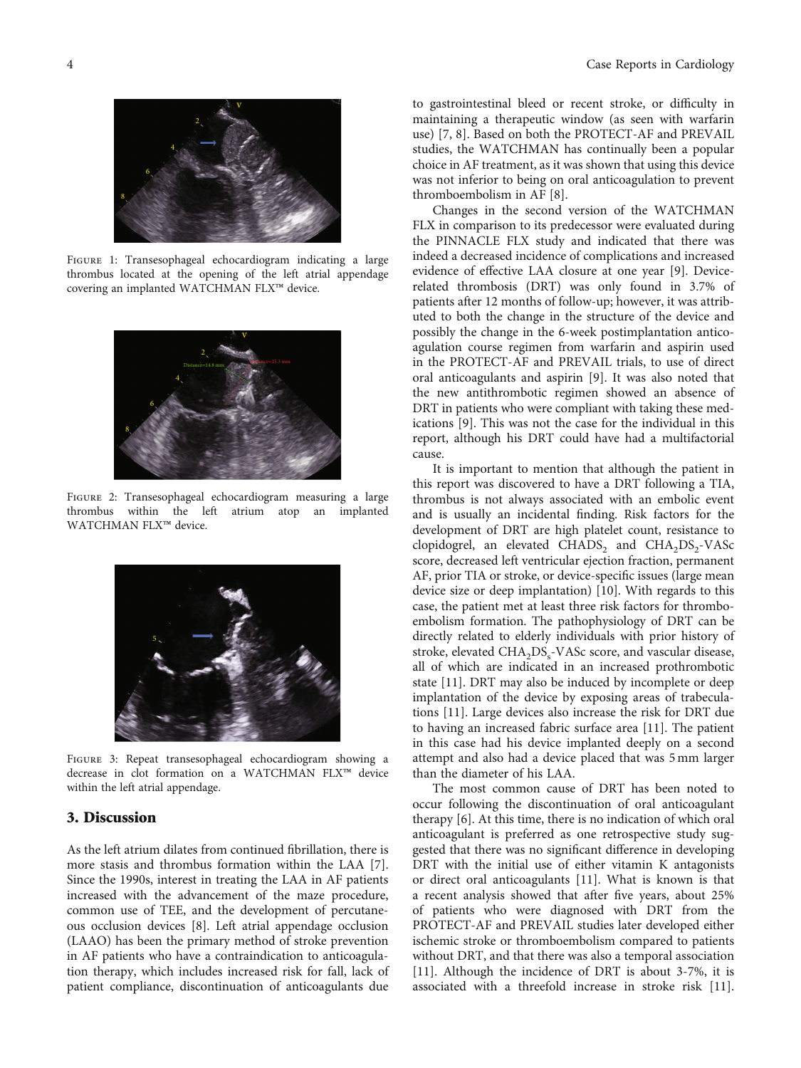Figure 1: Transesophageal echocardiogram indicating a large thrombus located at the opening of the left atrial appendage covering an implanted WATCHMAN FLX™ device.

Figure 2: Transesophageal echocardiogram measuring a large thrombus within the left atrium atop an implanted WATCHMAN FLX™ device.

Figure 3: Repeat transesophageal echocardiogram showing a decrease in clot formation on a WATCHMAN FLX™ device within the left atrial appendage.

## 3. Discussion

As the left atrium dilates from continued fibrillation, there is more stasis and thrombus formation within the LAA [7]. Since the 1990s, interest in treating the LAA in AF patients increased with the advancement of the maze procedure, common use of TEE, and the development of percutaneous occlusion devices [8]. Left atrial appendage occlusion (LAAO) has been the primary method of stroke prevention in AF patients who have a contraindication to anticoagulation therapy, which includes increased risk for fall, lack of patient compliance, discontinuation of anticoagulants due to gastrointestinal bleed or recent stroke, or difficulty in maintaining a therapeutic window (as seen with warfarin use) [7, 8]. Based on both the PROTECT-AF and PREVAIL studies, the WATCHMAN has continually been a popular choice in AF treatment, as it was shown that using this device was not inferior to being on oral anticoagulation to prevent thromboembolism in AF [8].

Changes in the second version of the WATCHMAN FLX in comparison to its predecessor were evaluated during the PINNACLE FLX study and indicated that there was indeed a decreased incidence of complications and increased evidence of effective LAA closure at one year [9]. Device-related thrombosis (DRT) was only found in 3.7% of patients after 12 months of follow-up; however, it was attributed to both the change in the structure of the device and possibly the change in the 6-week postimplantation anticoagulation course regimen from warfarin and aspirin used in the PROTECT-AF and PREVAIL trials, to use of direct oral anticoagulants and aspirin [9]. It was also noted that the new antithrombotic regimen showed an absence of DRT in patients who were compliant with taking these medications [9]. This was not the case for the individual in this report, although his DRT could have had a multifactorial cause.

It is important to mention that although the patient in this report was discovered to have a DRT following a TIA, thrombus is not always associated with an embolic event and is usually an incidental finding. Risk factors for the development of DRT are high platelet count, resistance to clopidogrel, an elevated $CHADS_2$ and $CHA_2DS_2$-VASc score, decreased left ventricular ejection fraction, permanent AF, prior TIA or stroke, or device-specific issues (large mean device size or deep implantation) [10]. With regards to this case, the patient met at least three risk factors for thromboembolism formation. The pathophysiology of DRT can be directly related to elderly individuals with prior history of stroke, elevated $CHA_2DS_s$-VASc score, and vascular disease, all of which are indicated in an increased prothrombotic state [11]. DRT may also be induced by incomplete or deep implantation of the device by exposing areas of trabeculations [11]. Large devices also increase the risk for DRT due to having an increased fabric surface area [11]. The patient in this case had his device implanted deeply on a second attempt and also had a device placed that was 5 mm larger than the diameter of his LAA.

The most common cause of DRT has been noted to occur following the discontinuation of oral anticoagulant therapy [6]. At this time, there is no indication of which oral anticoagulant is preferred as one retrospective study suggested that there was no significant difference in developing DRT with the initial use of either vitamin K antagonists or direct oral anticoagulants [11]. What is known is that a recent analysis showed that after five years, about 25% of patients who were diagnosed with DRT from the PROTECT-AF and PREVAIL studies later developed either ischemic stroke or thromboembolism compared to patients without DRT, and that there was also a temporal association [11]. Although the incidence of DRT is about 3-7%, it is associated with a threefold increase in stroke risk [11].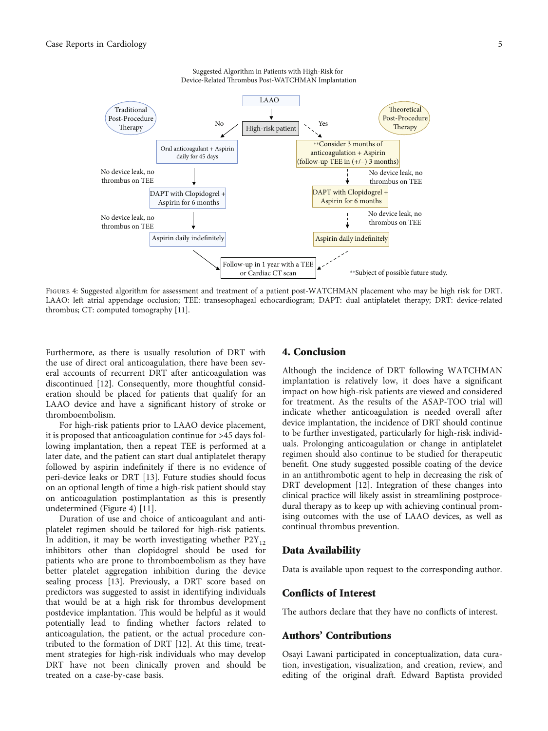Suggested Algorithm in Patients with High-Risk for Device-Related Thrombus Post-WATCHMAN Implantation

Traditional Post-Procedure Therapy

LAAO

High-risk patient

No

Yes

Theoretical Post-Procedure Therapy

Oral anticoagulant + Aspirin daily for 45 days

No device leak, no thrombus on TEE

DAPT with Clopidogrel + Aspirin for 6 months

No device leak, no thrombus on TEE

Aspirin daily indefinitely

**Consider 3 months of anticoagulation + Aspirin (follow-up TEE in (+/−) 3 months)

No device leak, no thrombus on TEE

DAPT with Clopidogrel + Aspirin for 6 months

No device leak, no thrombus on TEE

Aspirin daily indefinitely

Follow-up in 1 year with a TEE or Cardiac CT scan

**Subject of possible future study.

Figure 4: Suggested algorithm for assessment and treatment of a patient post-WATCHMAN placement who may be high risk for DRT. LAAO: left atrial appendage occlusion; TEE: transesophageal echocardiogram; DAPT: dual antiplatelet therapy; DRT: device-related thrombus; CT: computed tomography [11].

Furthermore, as there is usually resolution of DRT with the use of direct oral anticoagulation, there have been several accounts of recurrent DRT after anticoagulation was discontinued [12]. Consequently, more thoughtful consideration should be placed for patients that qualify for an LAAO device and have a significant history of stroke or thromboembolism.

For high-risk patients prior to LAAO device placement, it is proposed that anticoagulation continue for >45 days following implantation, then a repeat TEE is performed at a later date, and the patient can start dual antiplatelet therapy followed by aspirin indefinitely if there is no evidence of peri-device leaks or DRT [13]. Future studies should focus on an optional length of time a high-risk patient should stay on anticoagulation postimplantation as this is presently undetermined (Figure 4) [11].

Duration of use and choice of anticoagulant and antiplatelet regimen should be tailored for high-risk patients. In addition, it may be worth investigating whether $P2Y_{12}$ inhibitors other than clopidogrel should be used for patients who are prone to thromboembolism as they have better platelet aggregation inhibition during the device sealing process [13]. Previously, a DRT score based on predictors was suggested to assist in identifying individuals that would be at a high risk for thrombus development postdevice implantation. This would be helpful as it would potentially lead to finding whether factors related to anticoagulation, the patient, or the actual procedure contributed to the formation of DRT [12]. At this time, treatment strategies for high-risk individuals who may develop DRT have not been clinically proven and should be treated on a case-by-case basis.

## 4. Conclusion

Although the incidence of DRT following WATCHMAN implantation is relatively low, it does have a significant impact on how high-risk patients are viewed and considered for treatment. As the results of the ASAP-TOO trial will indicate whether anticoagulation is needed overall after device implantation, the incidence of DRT should continue to be further investigated, particularly for high-risk individuals. Prolonging anticoagulation or change in antiplatelet regimen should also continue to be studied for therapeutic benefit. One study suggested possible coating of the device in an antithrombotic agent to help in decreasing the risk of DRT development [12]. Integration of these changes into clinical practice will likely assist in streamlining postprocedural therapy as to keep up with achieving continual promising outcomes with the use of LAAO devices, as well as continual thrombus prevention.

## Data Availability

Data is available upon request to the corresponding author.

## Conflicts of Interest

The authors declare that they have no conflicts of interest.

## Authors' Contributions

Osayi Lawani participated in conceptualization, data curation, investigation, visualization, and creation, review, and editing of the original draft. Edward Baptista provided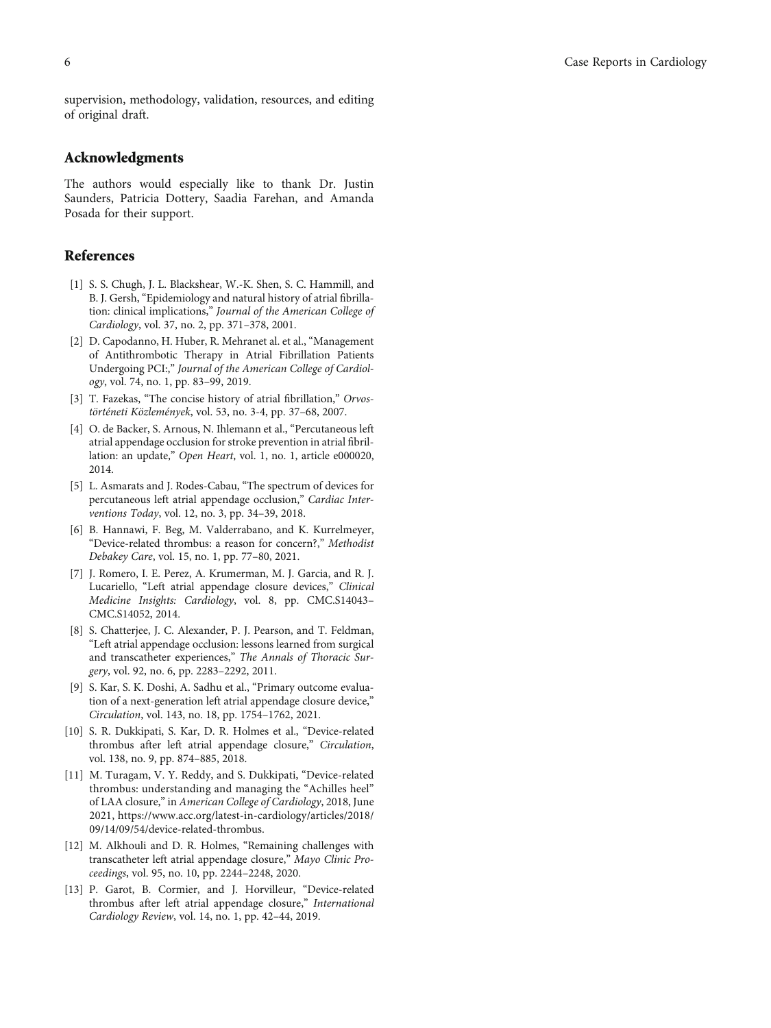supervision, methodology, validation, resources, and editing of original draft.

## Acknowledgments

The authors would especially like to thank Dr. Justin Saunders, Patricia Dottery, Saadia Farehan, and Amanda Posada for their support.

## References

[1] S. S. Chugh, J. L. Blackshear, W.-K. Shen, S. C. Hammill, and B. J. Gersh, "Epidemiology and natural history of atrial fibrillation: clinical implications," *Journal of the American College of Cardiology*, vol. 37, no. 2, pp. 371–378, 2001.

[2] D. Capodanno, H. Huber, R. Mehranet al. et al., "Management of Antithrombotic Therapy in Atrial Fibrillation Patients Undergoing PCI:," *Journal of the American College of Cardiology*, vol. 74, no. 1, pp. 83–99, 2019.

[3] T. Fazekas, "The concise history of atrial fibrillation," *Orvostörténeti Közlemények*, vol. 53, no. 3-4, pp. 37–68, 2007.

[4] O. de Backer, S. Arnous, N. Ihlemann et al., "Percutaneous left atrial appendage occlusion for stroke prevention in atrial fibrillation: an update," *Open Heart*, vol. 1, no. 1, article e000020, 2014.

[5] L. Asmarats and J. Rodes-Cabau, "The spectrum of devices for percutaneous left atrial appendage occlusion," *Cardiac Interventions Today*, vol. 12, no. 3, pp. 34–39, 2018.

[6] B. Hannawi, F. Beg, M. Valderrabano, and K. Kurrelmeyer, "Device-related thrombus: a reason for concern?," *Methodist Debakey Care*, vol. 15, no. 1, pp. 77–80, 2021.

[7] J. Romero, I. E. Perez, A. Krumerman, M. J. Garcia, and R. J. Lucariello, "Left atrial appendage closure devices," *Clinical Medicine Insights: Cardiology*, vol. 8, pp. CMC.S14043–CMC.S14052, 2014.

[8] S. Chatterjee, J. C. Alexander, P. J. Pearson, and T. Feldman, "Left atrial appendage occlusion: lessons learned from surgical and transcatheter experiences," *The Annals of Thoracic Surgery*, vol. 92, no. 6, pp. 2283–2292, 2011.

[9] S. Kar, S. K. Doshi, A. Sadhu et al., "Primary outcome evaluation of a next-generation left atrial appendage closure device," *Circulation*, vol. 143, no. 18, pp. 1754–1762, 2021.

[10] S. R. Dukkipati, S. Kar, D. R. Holmes et al., "Device-related thrombus after left atrial appendage closure," *Circulation*, vol. 138, no. 9, pp. 874–885, 2018.

[11] M. Turagam, V. Y. Reddy, and S. Dukkipati, "Device-related thrombus: understanding and managing the "Achilles heel" of LAA closure," in *American College of Cardiology*, 2018, June 2021, https://www.acc.org/latest-in-cardiology/articles/2018/09/14/09/54/device-related-thrombus.

[12] M. Alkhouli and D. R. Holmes, "Remaining challenges with transcatheter left atrial appendage closure," *Mayo Clinic Proceedings*, vol. 95, no. 10, pp. 2244–2248, 2020.

[13] P. Garot, B. Cormier, and J. Horvilleur, "Device-related thrombus after left atrial appendage closure," *International Cardiology Review*, vol. 14, no. 1, pp. 42–44, 2019.